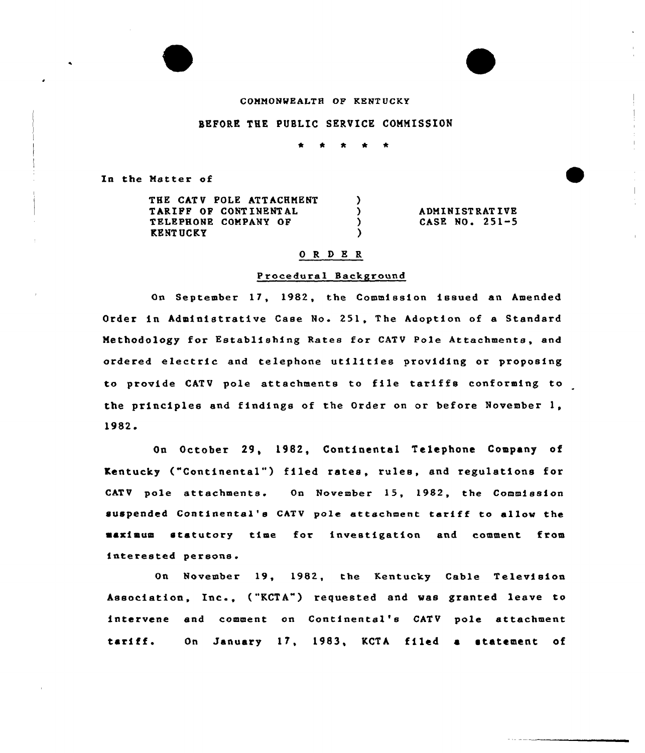COMMONWEALTH OF KENTUCKY

BEFORE THE PUBLIC SERVICE COMMISSION

\* \* \* \* \*

In the Matter of

| | | |
|---|---|---|
| THE CATV POLE ATTACHMENT TARIFF OF CONTINENTAL TELEPHONE COMPANY OF KENTUCKY | ) | ADMINISTRATIVE CASE NO. 251-5 |

## O R D E R

### Procedural Background

On September 17, 1982, the Commission issued an Amended Order in Administrative Case No. 251, The Adoption of a Standard Methodology for Establishing Rates for CATV Pole Attachments, and ordered electric and telephone utilities providing or proposing to provide CATV pole attachments to file tariffs conforming to the principles and findings of the Order on or before November 1, 1982.

On October 29, 1982, Continental Telephone Company of Kentucky ("Continental") filed rates, rules, and regulations for CATV pole attachments. On November 15, 1982, the Commission suspended Continental's CATV pole attachment tariff to allow the maximum statutory time for investigation and comment from interested persons.

On November 19, 1982, the Kentucky Cable Television Association, Inc., ("KCTA") requested and was granted leave to intervene and comment on Continental's CATV pole attachment tariff. On January 17, 1983, KCTA filed a statement of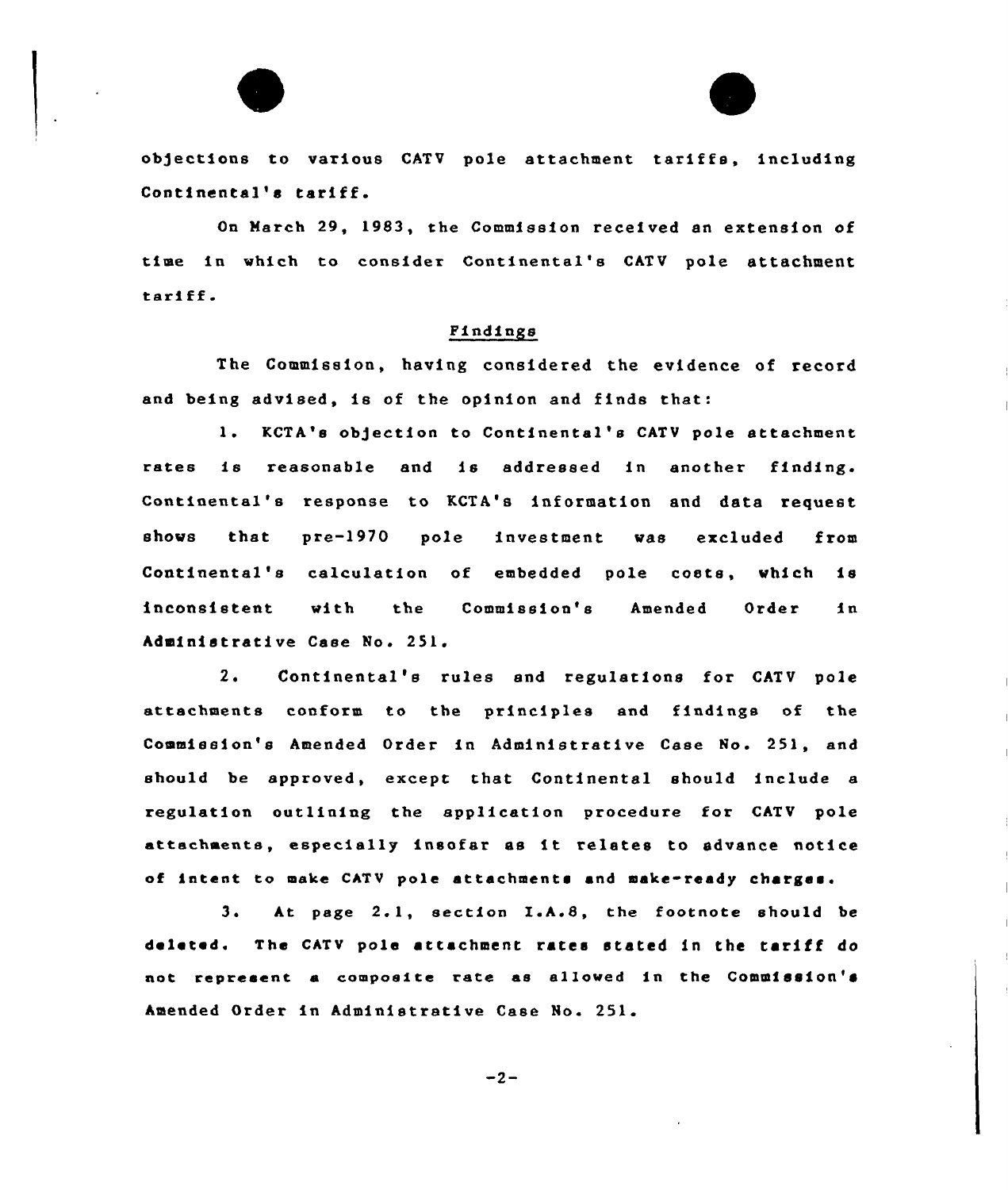objections to various CATV pole attachment tariffs, including Continental's tariff.

On March 29, 1983, the Commission received an extension of time in which to consider Continental's CATV pole attachment tariff.

## Findings

The Commission, having considered the evidence of record and being advised, is of the opinion and finds that:

1. KCTA's objection to Continental's CATV pole attachment rates is reasonable and is addressed in another finding. Continental's response to KCTA's information and data request shows that pre-1970 pole investment was excluded from Continental's calculation of embedded pole costs, which is inconsistent with the Commission's Amended Order in Administrative Case No. 251.

2. Continental's rules and regulations for CATV pole attachments conform to the principles and findings of the Commission's Amended Order in Administrative Case No. 251, and should be approved, except that Continental should include a regulation outlining the application procedure for CATV pole attachments, especially insofar as it relates to advance notice of intent to make CATV pole attachments and make-ready charges.

3. At page 2.1, section I.A.8, the footnote should be deleted. The CATV pole attachment rates stated in the tariff do not represent a composite rate as allowed in the Commission's Amended Order in Administrative Case No. 251.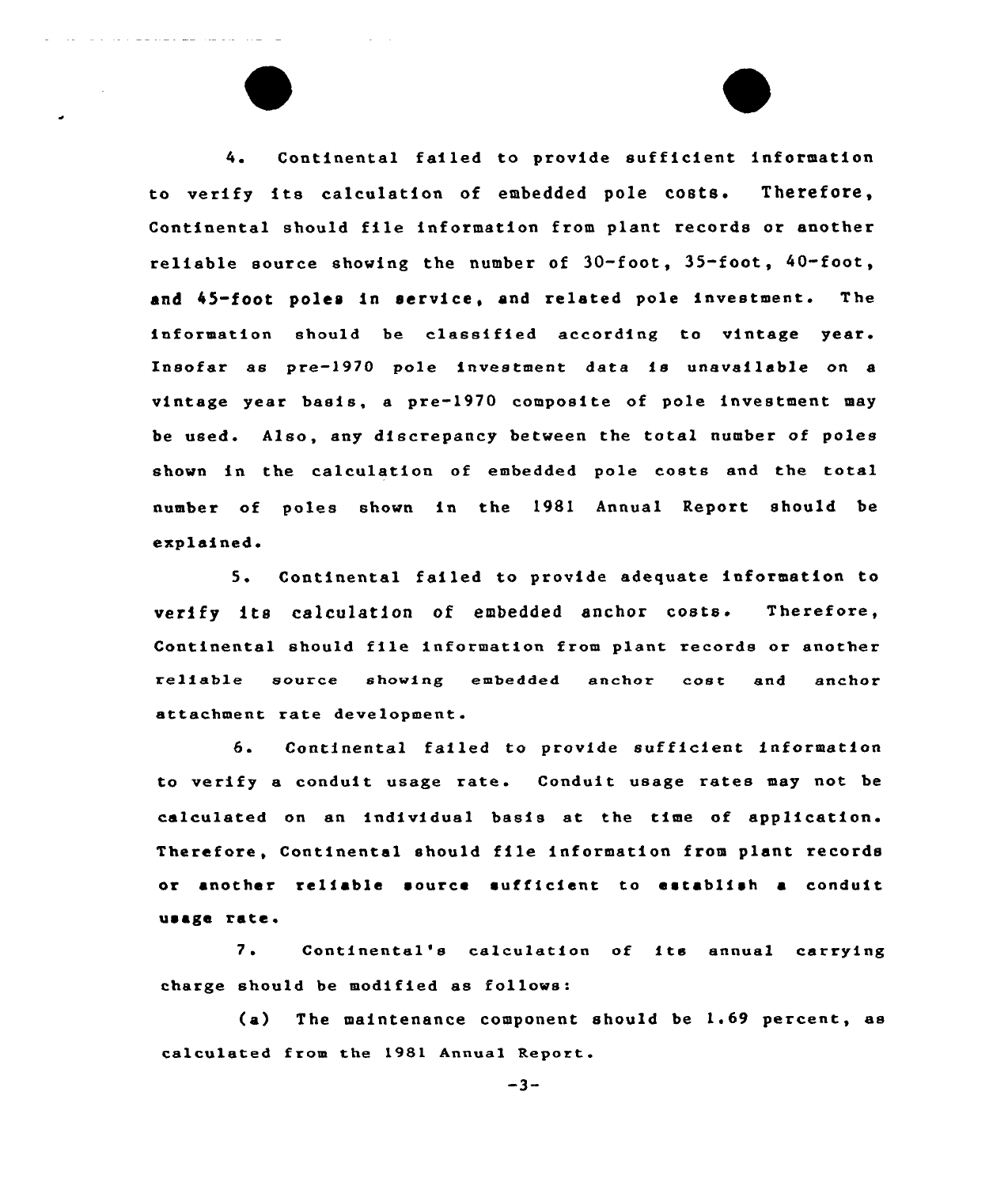4. Continental failed to provide sufficient information to verify its calculation of embedded pole costs. Therefore, Continental should file information from plant records or another reliable source showing the number of 30-foot, 35-foot, 40-foot, and 45-foot poles in service, and related pole investment. The information should be classified according to vintage year. Insofar as pre-1970 pole investment data is unavailable on a vintage year basis, a pre-1970 composite of pole investment may be used. Also, any discrepancy between the total number of poles shown in the calculation of embedded pole costs and the total number of poles shown in the 1981 Annual Report should be explained.

5. Continental failed to provide adequate information to verify its calculation of embedded anchor costs. Therefore, Continental should file information from plant records or another reliable source showing embedded anchor cost and anchor attachment rate development.

6. Continental failed to provide sufficient information to verify a conduit usage rate. Conduit usage rates may not be calculated on an individual basis at the time of application. Therefore, Continental should file information from plant records or another reliable source sufficient to establish a conduit usage rate.

7. Continental's calculation of its annual carrying charge should be modified as follows:

(a) The maintenance component should be 1.69 percent, as calculated from the 1981 Annual Report.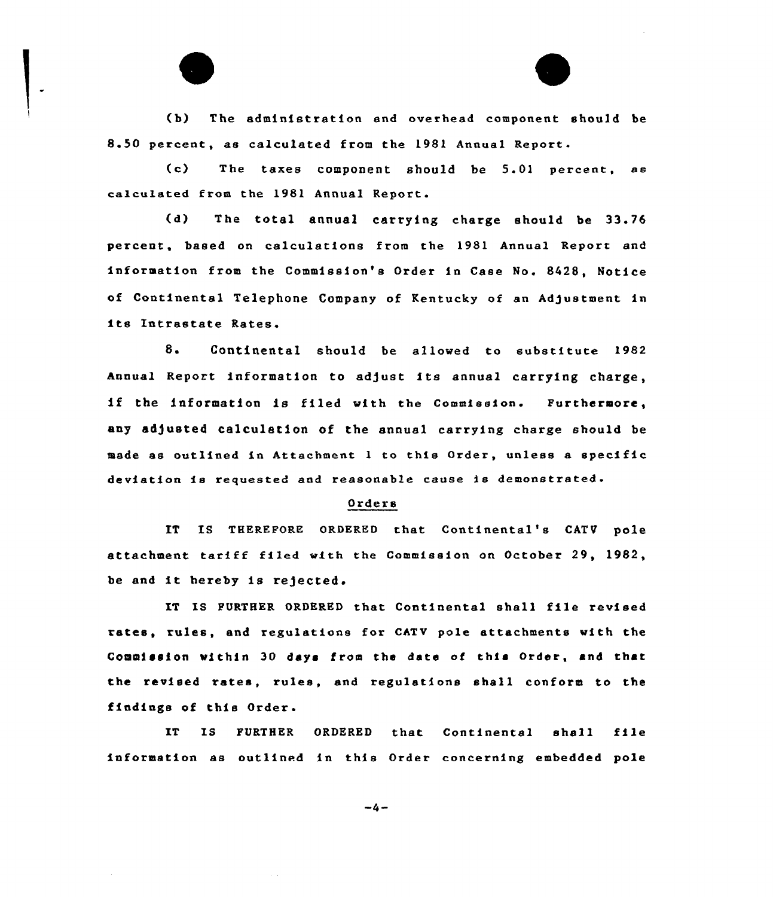(b) The administration and overhead component should be 8.50 percent, as calculated from the 1981 Annual Report.

(c) The taxes component should be 5.01 percent, as calculated from the 1981 Annual Report.

(d) The total annual carrying charge should be 33.76 percent, based on calculations from the 1981 Annual Report and information from the Commission's Order in Case No. 8428, Notice of Continental Telephone Company of Kentucky of an Adjustment in its Intrastate Rates.

8. Continental should be allowed to substitute 1982 Annual Report information to adjust its annual carrying charge, if the information is filed with the Commission. Furthermore, any adjusted calculation of the annual carrying charge should be made as outlined in Attachment 1 to this Order, unless a specific deviation is requested and reasonable cause is demonstrated.

## Orders

IT IS THEREFORE ORDERED that Continental's CATV pole attachment tariff filed with the Commission on October 29, 1982, be and it hereby is rejected.

IT IS FURTHER ORDERED that Continental shall file revised rates, rules, and regulations for CATV pole attachments with the Commission within 30 days from the date of this Order, and that the revised rates, rules, and regulations shall conform to the findings of this Order.

IT IS FURTHER ORDERED that Continental shall file information as outlined in this Order concerning embedded pole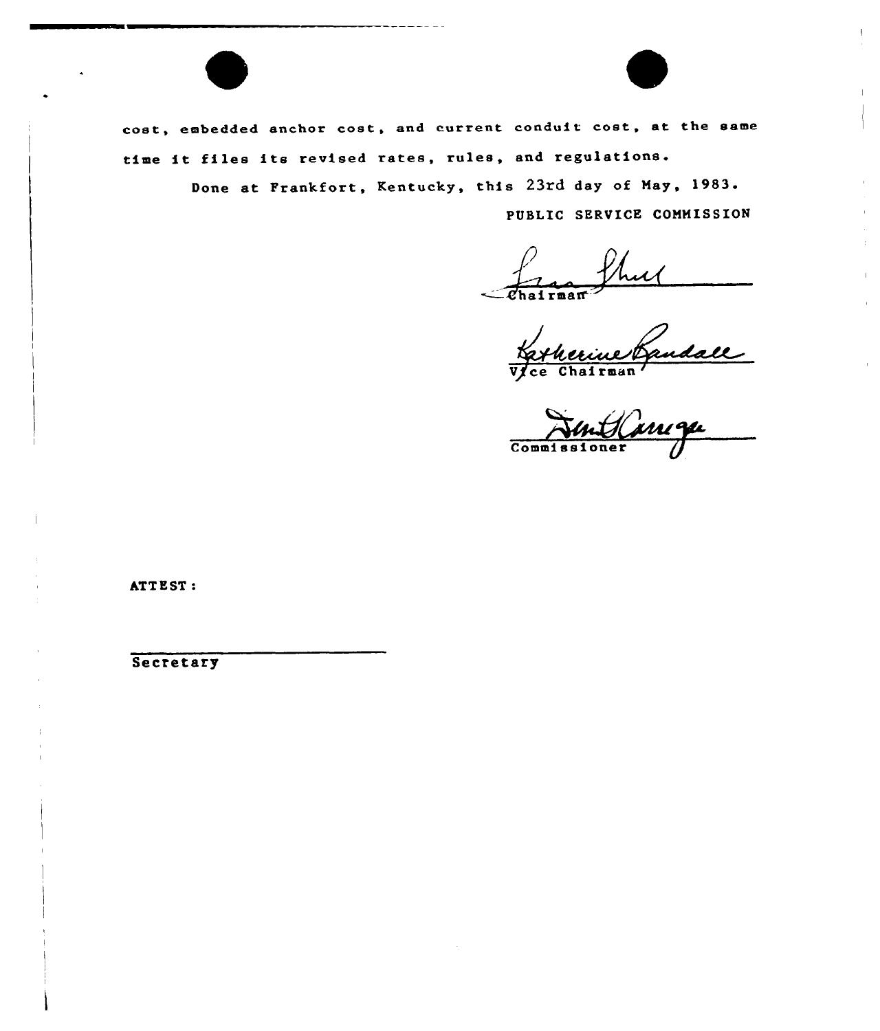cost, embedded anchor cost, and current conduit cost, at the same time it files its revised rates, rules, and regulations.

Done at Frankfort, Kentucky, this 23rd day of May, 1983.

PUBLIC SERVICE COMMISSION

Chairman

Vice Chairman

Commissioner

ATTEST:

Secretary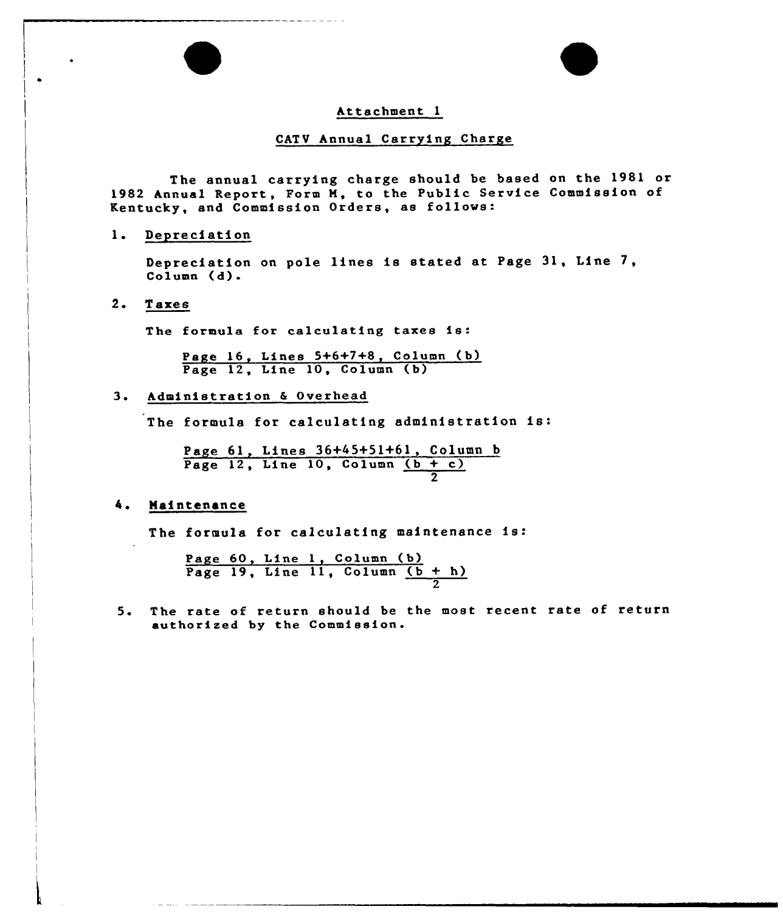## Attachment 1

### CATV Annual Carrying Charge

The annual carrying charge should be based on the 1981 or 1982 Annual Report, Form M, to the Public Service Commission of Kentucky, and Commission Orders, as follows:

1. Depreciation

   Depreciation on pole lines is stated at Page 31, Line 7, Column (d).

2. Taxes

   The formula for calculating taxes is:

   $$\frac{\text{Page 16, Lines 5+6+7+8, Column (b)}}{\text{Page 12, Line 10, Column (b)}}$$

3. Administration & Overhead

   The formula for calculating administration is:

   $$\frac{\text{Page 61, Lines 36+45+51+61, Column b}}{\text{Page 12, Line 10, Column } \frac{(b + c)}{2}}$$

4. Maintenance

   The formula for calculating maintenance is:

   $$\frac{\text{Page 60, Line 1, Column (b)}}{\text{Page 19, Line 11, Column } \frac{(b + h)}{2}}$$

5. The rate of return should be the most recent rate of return authorized by the Commission.